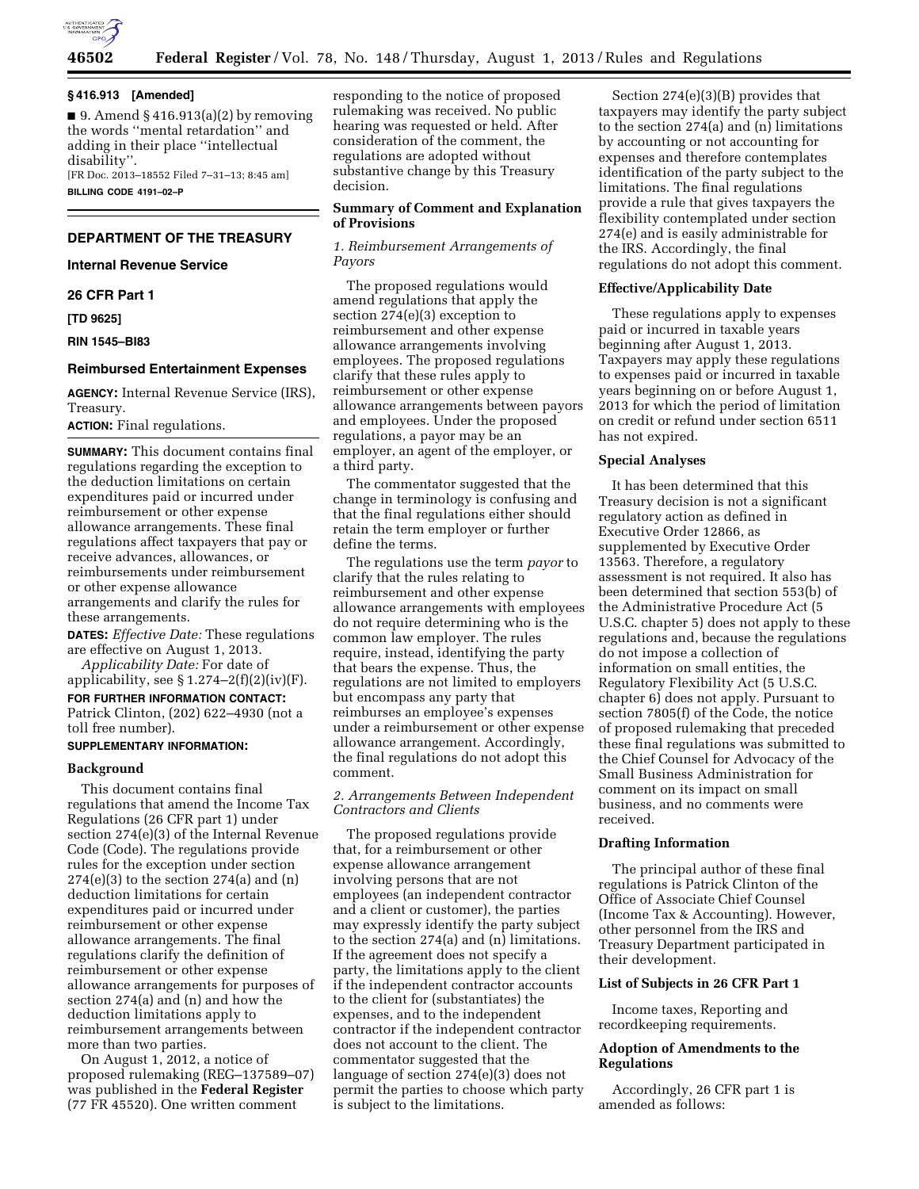**§ 416.913 [Amended]**

■ 9. Amend § 416.913(a)(2) by removing the words ''mental retardation'' and adding in their place ''intellectual disability''.

[FR Doc. 2013–18552 Filed 7–31–13; 8:45 am]

**BILLING CODE 4191–02–P**

## DEPARTMENT OF THE TREASURY

### Internal Revenue Service

### 26 CFR Part 1

**[TD 9625]**

**RIN 1545–BI83**

### Reimbursed Entertainment Expenses

**AGENCY:** Internal Revenue Service (IRS), Treasury.

**ACTION:** Final regulations.

**SUMMARY:** This document contains final regulations regarding the exception to the deduction limitations on certain expenditures paid or incurred under reimbursement or other expense allowance arrangements. These final regulations affect taxpayers that pay or receive advances, allowances, or reimbursements under reimbursement or other expense allowance arrangements and clarify the rules for these arrangements.

**DATES:** *Effective Date:* These regulations are effective on August 1, 2013.

*Applicability Date:* For date of applicability, see § 1.274–2(f)(2)(iv)(F).

**FOR FURTHER INFORMATION CONTACT:** Patrick Clinton, (202) 622–4930 (not a toll free number).

**SUPPLEMENTARY INFORMATION:**

**Background**

This document contains final regulations that amend the Income Tax Regulations (26 CFR part 1) under section 274(e)(3) of the Internal Revenue Code (Code). The regulations provide rules for the exception under section 274(e)(3) to the section 274(a) and (n) deduction limitations for certain expenditures paid or incurred under reimbursement or other expense allowance arrangements. The final regulations clarify the definition of reimbursement or other expense allowance arrangements for purposes of section 274(a) and (n) and how the deduction limitations apply to reimbursement arrangements between more than two parties.

On August 1, 2012, a notice of proposed rulemaking (REG–137589–07) was published in the **Federal Register** (77 FR 45520). One written comment responding to the notice of proposed rulemaking was received. No public hearing was requested or held. After consideration of the comment, the regulations are adopted without substantive change by this Treasury decision.

**Summary of Comment and Explanation of Provisions**

*1. Reimbursement Arrangements of Payors*

The proposed regulations would amend regulations that apply the section 274(e)(3) exception to reimbursement and other expense allowance arrangements involving employees. The proposed regulations clarify that these rules apply to reimbursement or other expense allowance arrangements between payors and employees. Under the proposed regulations, a payor may be an employer, an agent of the employer, or a third party.

The commentator suggested that the change in terminology is confusing and that the final regulations either should retain the term employer or further define the terms.

The regulations use the term *payor* to clarify that the rules relating to reimbursement and other expense allowance arrangements with employees do not require determining who is the common law employer. The rules require, instead, identifying the party that bears the expense. Thus, the regulations are not limited to employers but encompass any party that reimburses an employee's expenses under a reimbursement or other expense allowance arrangement. Accordingly, the final regulations do not adopt this comment.

*2. Arrangements Between Independent Contractors and Clients*

The proposed regulations provide that, for a reimbursement or other expense allowance arrangement involving persons that are not employees (an independent contractor and a client or customer), the parties may expressly identify the party subject to the section 274(a) and (n) limitations. If the agreement does not specify a party, the limitations apply to the client if the independent contractor accounts to the client for (substantiates) the expenses, and to the independent contractor if the independent contractor does not account to the client. The commentator suggested that the language of section 274(e)(3) does not permit the parties to choose which party is subject to the limitations.

Section 274(e)(3)(B) provides that taxpayers may identify the party subject to the section 274(a) and (n) limitations by accounting or not accounting for expenses and therefore contemplates identification of the party subject to the limitations. The final regulations provide a rule that gives taxpayers the flexibility contemplated under section 274(e) and is easily administrable for the IRS. Accordingly, the final regulations do not adopt this comment.

**Effective/Applicability Date**

These regulations apply to expenses paid or incurred in taxable years beginning after August 1, 2013. Taxpayers may apply these regulations to expenses paid or incurred in taxable years beginning on or before August 1, 2013 for which the period of limitation on credit or refund under section 6511 has not expired.

**Special Analyses**

It has been determined that this Treasury decision is not a significant regulatory action as defined in Executive Order 12866, as supplemented by Executive Order 13563. Therefore, a regulatory assessment is not required. It also has been determined that section 553(b) of the Administrative Procedure Act (5 U.S.C. chapter 5) does not apply to these regulations and, because the regulations do not impose a collection of information on small entities, the Regulatory Flexibility Act (5 U.S.C. chapter 6) does not apply. Pursuant to section 7805(f) of the Code, the notice of proposed rulemaking that preceded these final regulations was submitted to the Chief Counsel for Advocacy of the Small Business Administration for comment on its impact on small business, and no comments were received.

**Drafting Information**

The principal author of these final regulations is Patrick Clinton of the Office of Associate Chief Counsel (Income Tax & Accounting). However, other personnel from the IRS and Treasury Department participated in their development.

**List of Subjects in 26 CFR Part 1**

Income taxes, Reporting and recordkeeping requirements.

**Adoption of Amendments to the Regulations**

Accordingly, 26 CFR part 1 is amended as follows: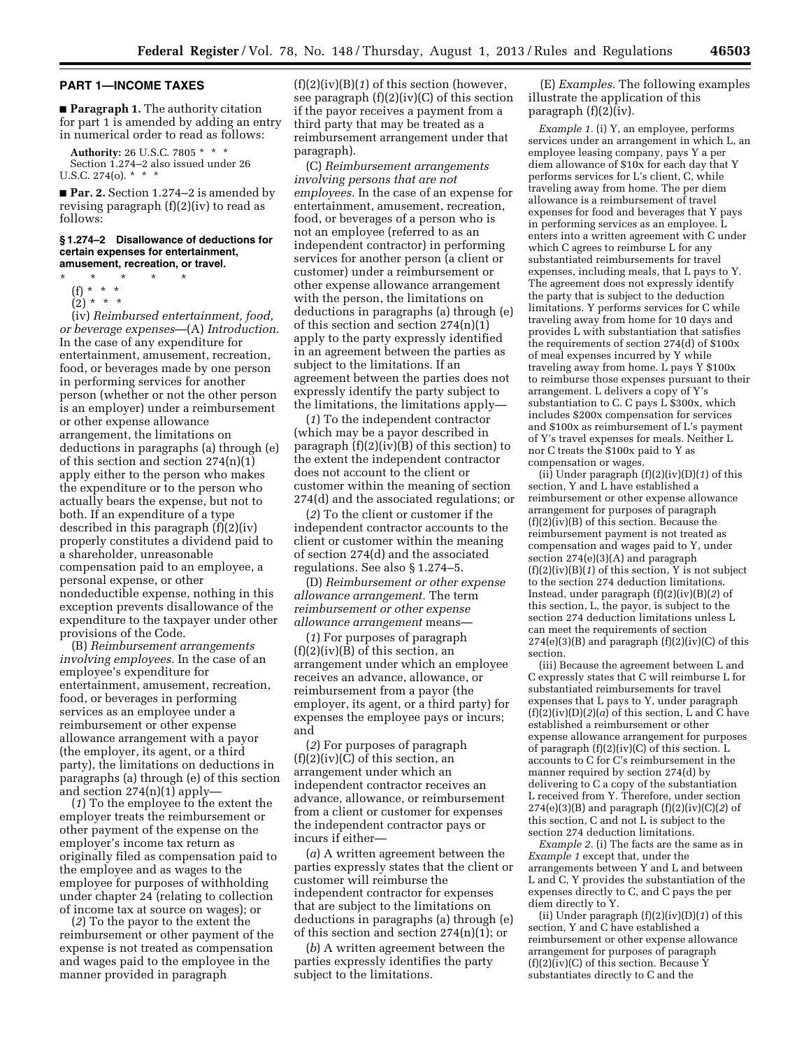## PART 1—INCOME TAXES

■ **Paragraph 1.** The authority citation for part 1 is amended by adding an entry in numerical order to read as follows:

**Authority:** 26 U.S.C. 7805 * * *

Section 1.274–2 also issued under 26 U.S.C. 274(o). * * *

■ **Par. 2.** Section 1.274–2 is amended by revising paragraph (f)(2)(iv) to read as follows:

### § 1.274–2 Disallowance of deductions for certain expenses for entertainment, amusement, recreation, or travel.

\* \* \* \* \*

(f) * * *

(2) * * *

(iv) *Reimbursed entertainment, food, or beverage expenses*—(A) *Introduction.* In the case of any expenditure for entertainment, amusement, recreation, food, or beverages made by one person in performing services for another person (whether or not the other person is an employer) under a reimbursement or other expense allowance arrangement, the limitations on deductions in paragraphs (a) through (e) of this section and section 274(n)(1) apply either to the person who makes the expenditure or to the person who actually bears the expense, but not to both. If an expenditure of a type described in this paragraph (f)(2)(iv) properly constitutes a dividend paid to a shareholder, unreasonable compensation paid to an employee, a personal expense, or other nondeductible expense, nothing in this exception prevents disallowance of the expenditure to the taxpayer under other provisions of the Code.

(B) *Reimbursement arrangements involving employees.* In the case of an employee's expenditure for entertainment, amusement, recreation, food, or beverages in performing services as an employee under a reimbursement or other expense allowance arrangement with a payor (the employer, its agent, or a third party), the limitations on deductions in paragraphs (a) through (e) of this section and section 274(n)(1) apply—

(*1*) To the employee to the extent the employer treats the reimbursement or other payment of the expense on the employer's income tax return as originally filed as compensation paid to the employee and as wages to the employee for purposes of withholding under chapter 24 (relating to collection of income tax at source on wages); or

(*2*) To the payor to the extent the reimbursement or other payment of the expense is not treated as compensation and wages paid to the employee in the manner provided in paragraph (f)(2)(iv)(B)(*1*) of this section (however, see paragraph (f)(2)(iv)(C) of this section if the payor receives a payment from a third party that may be treated as a reimbursement arrangement under that paragraph).

(C) *Reimbursement arrangements involving persons that are not employees.* In the case of an expense for entertainment, amusement, recreation, food, or beverages of a person who is not an employee (referred to as an independent contractor) in performing services for another person (a client or customer) under a reimbursement or other expense allowance arrangement with the person, the limitations on deductions in paragraphs (a) through (e) of this section and section 274(n)(1) apply to the party expressly identified in an agreement between the parties as subject to the limitations. If an agreement between the parties does not expressly identify the party subject to the limitations, the limitations apply—

(*1*) To the independent contractor (which may be a payor described in paragraph (f)(2)(iv)(B) of this section) to the extent the independent contractor does not account to the client or customer within the meaning of section 274(d) and the associated regulations; or

(*2*) To the client or customer if the independent contractor accounts to the client or customer within the meaning of section 274(d) and the associated regulations. See also § 1.274–5.

(D) *Reimbursement or other expense allowance arrangement.* The term *reimbursement or other expense allowance arrangement* means—

(*1*) For purposes of paragraph (f)(2)(iv)(B) of this section, an arrangement under which an employee receives an advance, allowance, or reimbursement from a payor (the employer, its agent, or a third party) for expenses the employee pays or incurs; and

(*2*) For purposes of paragraph (f)(2)(iv)(C) of this section, an arrangement under which an independent contractor receives an advance, allowance, or reimbursement from a client or customer for expenses the independent contractor pays or incurs if either—

(*a*) A written agreement between the parties expressly states that the client or customer will reimburse the independent contractor for expenses that are subject to the limitations on deductions in paragraphs (a) through (e) of this section and section 274(n)(1); or

(*b*) A written agreement between the parties expressly identifies the party subject to the limitations.

(E) *Examples.* The following examples illustrate the application of this paragraph (f)(2)(iv).

*Example 1.* (i) Y, an employee, performs services under an arrangement in which L, an employee leasing company, pays Y a per diem allowance of $10x for each day that Y performs services for L's client, C, while traveling away from home. The per diem allowance is a reimbursement of travel expenses for food and beverages that Y pays in performing services as an employee. L enters into a written agreement with C under which C agrees to reimburse L for any substantiated reimbursements for travel expenses, including meals, that L pays to Y. The agreement does not expressly identify the party that is subject to the deduction limitations. Y performs services for C while traveling away from home for 10 days and provides L with substantiation that satisfies the requirements of section 274(d) of $100x of meal expenses incurred by Y while traveling away from home. L pays Y $100x to reimburse those expenses pursuant to their arrangement. L delivers a copy of Y's substantiation to C. C pays L $300x, which includes $200x compensation for services and $100x as reimbursement of L's payment of Y's travel expenses for meals. Neither L nor C treats the $100x paid to Y as compensation or wages.

(ii) Under paragraph (f)(2)(iv)(D)(*1*) of this section, Y and L have established a reimbursement or other expense allowance arrangement for purposes of paragraph (f)(2)(iv)(B) of this section. Because the reimbursement payment is not treated as compensation and wages paid to Y, under section 274(e)(3)(A) and paragraph (f)(2)(iv)(B)(*1*) of this section, Y is not subject to the section 274 deduction limitations. Instead, under paragraph (f)(2)(iv)(B)(*2*) of this section, L, the payor, is subject to the section 274 deduction limitations unless L can meet the requirements of section 274(e)(3)(B) and paragraph (f)(2)(iv)(C) of this section.

(iii) Because the agreement between L and C expressly states that C will reimburse L for substantiated reimbursements for travel expenses that L pays to Y, under paragraph (f)(2)(iv)(D)(*2*)(*a*) of this section, L and C have established a reimbursement or other expense allowance arrangement for purposes of paragraph (f)(2)(iv)(C) of this section. L accounts to C for C's reimbursement in the manner required by section 274(d) by delivering to C a copy of the substantiation L received from Y. Therefore, under section 274(e)(3)(B) and paragraph (f)(2)(iv)(C)(*2*) of this section, C and not L is subject to the section 274 deduction limitations.

*Example 2.* (i) The facts are the same as in *Example 1* except that, under the arrangements between Y and L and between L and C, Y provides the substantiation of the expenses directly to C, and C pays the per diem directly to Y.

(ii) Under paragraph (f)(2)(iv)(D)(*1*) of this section, Y and C have established a reimbursement or other expense allowance arrangement for purposes of paragraph (f)(2)(iv)(C) of this section. Because Y substantiates directly to C and the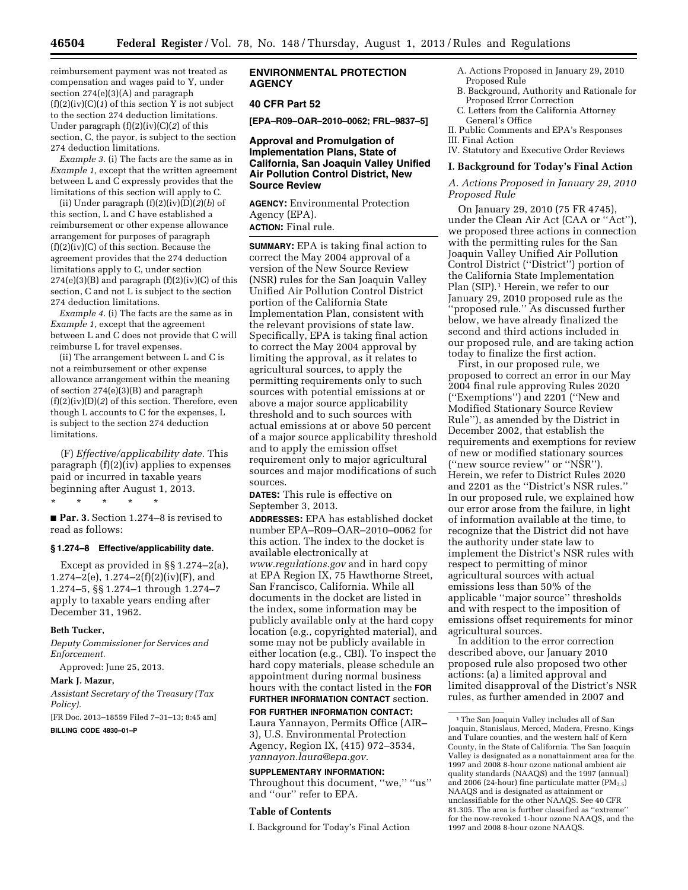reimbursement payment was not treated as compensation and wages paid to Y, under section 274(e)(3)(A) and paragraph (f)(2)(iv)(C)(*1*) of this section Y is not subject to the section 274 deduction limitations. Under paragraph (f)(2)(iv)(C)(*2*) of this section, C, the payor, is subject to the section 274 deduction limitations.

*Example 3.* (i) The facts are the same as in *Example 1,* except that the written agreement between L and C expressly provides that the limitations of this section will apply to C.

(ii) Under paragraph (f)(2)(iv)(D)(*2*)(*b*) of this section, L and C have established a reimbursement or other expense allowance arrangement for purposes of paragraph (f)(2)(iv)(C) of this section. Because the agreement provides that the 274 deduction limitations apply to C, under section 274(e)(3)(B) and paragraph (f)(2)(iv)(C) of this section, C and not L is subject to the section 274 deduction limitations.

*Example 4.* (i) The facts are the same as in *Example 1,* except that the agreement between L and C does not provide that C will reimburse L for travel expenses.

(ii) The arrangement between L and C is not a reimbursement or other expense allowance arrangement within the meaning of section 274(e)(3)(B) and paragraph (f)(2)(iv)(D)(*2*) of this section. Therefore, even though L accounts to C for the expenses, L is subject to the section 274 deduction limitations.

(F) *Effective/applicability date.* This paragraph (f)(2)(iv) applies to expenses paid or incurred in taxable years beginning after August 1, 2013.

\* \* \* \* \*

■ **Par. 3.** Section 1.274–8 is revised to read as follows:

**§ 1.274–8 Effective/applicability date.**

Except as provided in §§ 1.274–2(a), 1.274–2(e), 1.274–2(f)(2)(iv)(F), and 1.274–5, §§ 1.274–1 through 1.274–7 apply to taxable years ending after December 31, 1962.

**Beth Tucker,**

*Deputy Commissioner for Services and Enforcement.*

Approved: June 25, 2013.

**Mark J. Mazur,**

*Assistant Secretary of the Treasury (Tax Policy).*

[FR Doc. 2013–18559 Filed 7–31–13; 8:45 am]

**BILLING CODE 4830–01–P**

## ENVIRONMENTAL PROTECTION AGENCY

## 40 CFR Part 52

**[EPA–R09–OAR–2010–0062; FRL–9837–5]**

## Approval and Promulgation of Implementation Plans, State of California, San Joaquin Valley Unified Air Pollution Control District, New Source Review

**AGENCY:** Environmental Protection Agency (EPA).

**ACTION:** Final rule.

**SUMMARY:** EPA is taking final action to correct the May 2004 approval of a version of the New Source Review (NSR) rules for the San Joaquin Valley Unified Air Pollution Control District portion of the California State Implementation Plan, consistent with the relevant provisions of state law. Specifically, EPA is taking final action to correct the May 2004 approval by limiting the approval, as it relates to agricultural sources, to apply the permitting requirements only to such sources with potential emissions at or above a major source applicability threshold and to such sources with actual emissions at or above 50 percent of a major source applicability threshold and to apply the emission offset requirement only to major agricultural sources and major modifications of such sources.

**DATES:** This rule is effective on September 3, 2013.

**ADDRESSES:** EPA has established docket number EPA–R09–OAR–2010–0062 for this action. The index to the docket is available electronically at *www.regulations.gov* and in hard copy at EPA Region IX, 75 Hawthorne Street, San Francisco, California. While all documents in the docket are listed in the index, some information may be publicly available only at the hard copy location (e.g., copyrighted material), and some may not be publicly available in either location (e.g., CBI). To inspect the hard copy materials, please schedule an appointment during normal business hours with the contact listed in the **FOR FURTHER INFORMATION CONTACT** section.

**FOR FURTHER INFORMATION CONTACT:** Laura Yannayon, Permits Office (AIR–3), U.S. Environmental Protection Agency, Region IX, (415) 972–3534, *yannayon.laura@epa.gov.*

**SUPPLEMENTARY INFORMATION:** Throughout this document, "we," "us" and "our" refer to EPA.

**Table of Contents**

I. Background for Today's Final Action
- A. Actions Proposed in January 29, 2010 Proposed Rule
- B. Background, Authority and Rationale for Proposed Error Correction
- C. Letters from the California Attorney General's Office

II. Public Comments and EPA's Responses
III. Final Action
IV. Statutory and Executive Order Reviews

### I. Background for Today's Final Action

#### *A. Actions Proposed in January 29, 2010 Proposed Rule*

On January 29, 2010 (75 FR 4745), under the Clean Air Act (CAA or "Act"), we proposed three actions in connection with the permitting rules for the San Joaquin Valley Unified Air Pollution Control District ("District") portion of the California State Implementation Plan (SIP).[1] Herein, we refer to our January 29, 2010 proposed rule as the "proposed rule." As discussed further below, we have already finalized the second and third actions included in our proposed rule, and are taking action today to finalize the first action.

First, in our proposed rule, we proposed to correct an error in our May 2004 final rule approving Rules 2020 ("Exemptions") and 2201 ("New and Modified Stationary Source Review Rule"), as amended by the District in December 2002, that establish the requirements and exemptions for review of new or modified stationary sources ("new source review" or "NSR"). Herein, we refer to District Rules 2020 and 2201 as the "District's NSR rules." In our proposed rule, we explained how our error arose from the failure, in light of information available at the time, to recognize that the District did not have the authority under state law to implement the District's NSR rules with respect to permitting of minor agricultural sources with actual emissions less than 50% of the applicable "major source" thresholds and with respect to the imposition of emissions offset requirements for minor agricultural sources.

In addition to the error correction described above, our January 2010 proposed rule also proposed two other actions: (a) a limited approval and limited disapproval of the District's NSR rules, as further amended in 2007 and

[1] The San Joaquin Valley includes all of San Joaquin, Stanislaus, Merced, Madera, Fresno, Kings and Tulare counties, and the western half of Kern County, in the State of California. The San Joaquin Valley is designated as a nonattainment area for the 1997 and 2008 8-hour ozone national ambient air quality standards (NAAQS) and the 1997 (annual) and 2006 (24-hour) fine particulate matter ($PM_{2.5}$) NAAQS and is designated as attainment or unclassifiable for the other NAAQS. See 40 CFR 81.305. The area is further classified as "extreme" for the now-revoked 1-hour ozone NAAQS, and the 1997 and 2008 8-hour ozone NAAQS.